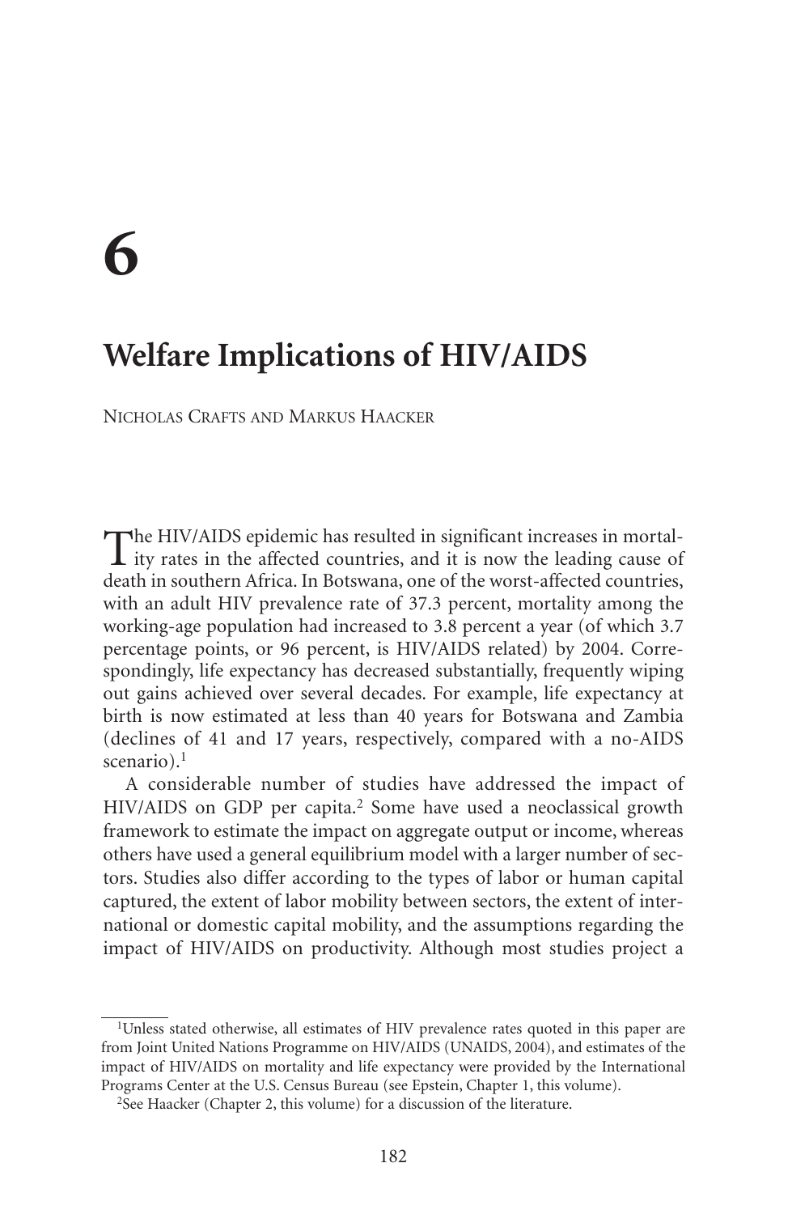# 6

## Welfare Implications of HIV/AIDS

NICHOLAS CRAFTS AND MARKUS HAACKER

The HIV/AIDS epidemic has resulted in significant increases in mortality rates in the affected countries, and it is now the leading cause of death in southern Africa. In Botswana, one of the worst-affected countries, with an adult HIV prevalence rate of 37.3 percent, mortality among the working-age population had increased to 3.8 percent a year (of which 3.7 percentage points, or 96 percent, is HIV/AIDS related) by 2004. Correspondingly, life expectancy has decreased substantially, frequently wiping out gains achieved over several decades. For example, life expectancy at birth is now estimated at less than 40 years for Botswana and Zambia (declines of 41 and 17 years, respectively, compared with a no-AIDS scenario).[1]

A considerable number of studies have addressed the impact of HIV/AIDS on GDP per capita.[2] Some have used a neoclassical growth framework to estimate the impact on aggregate output or income, whereas others have used a general equilibrium model with a larger number of sectors. Studies also differ according to the types of labor or human capital captured, the extent of labor mobility between sectors, the extent of international or domestic capital mobility, and the assumptions regarding the impact of HIV/AIDS on productivity. Although most studies project a

[1]Unless stated otherwise, all estimates of HIV prevalence rates quoted in this paper are from Joint United Nations Programme on HIV/AIDS (UNAIDS, 2004), and estimates of the impact of HIV/AIDS on mortality and life expectancy were provided by the International Programs Center at the U.S. Census Bureau (see Epstein, Chapter 1, this volume).

[2]See Haacker (Chapter 2, this volume) for a discussion of the literature.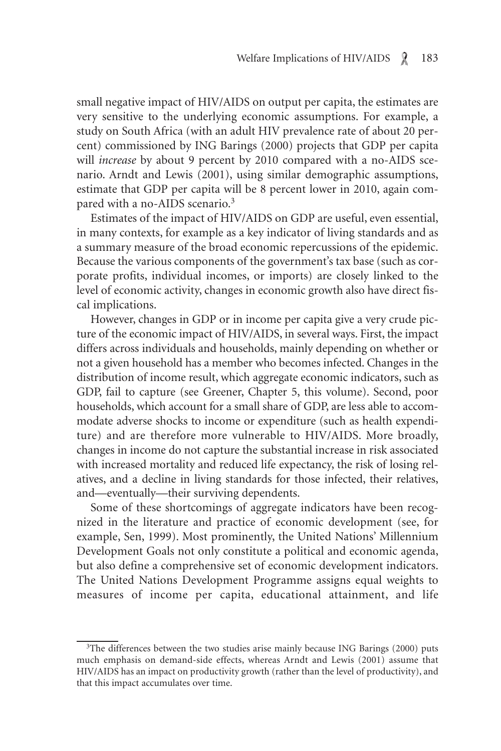small negative impact of HIV/AIDS on output per capita, the estimates are very sensitive to the underlying economic assumptions. For example, a study on South Africa (with an adult HIV prevalence rate of about 20 percent) commissioned by ING Barings (2000) projects that GDP per capita will *increase* by about 9 percent by 2010 compared with a no-AIDS scenario. Arndt and Lewis (2001), using similar demographic assumptions, estimate that GDP per capita will be 8 percent lower in 2010, again compared with a no-AIDS scenario.[3]

Estimates of the impact of HIV/AIDS on GDP are useful, even essential, in many contexts, for example as a key indicator of living standards and as a summary measure of the broad economic repercussions of the epidemic. Because the various components of the government's tax base (such as corporate profits, individual incomes, or imports) are closely linked to the level of economic activity, changes in economic growth also have direct fiscal implications.

However, changes in GDP or in income per capita give a very crude picture of the economic impact of HIV/AIDS, in several ways. First, the impact differs across individuals and households, mainly depending on whether or not a given household has a member who becomes infected. Changes in the distribution of income result, which aggregate economic indicators, such as GDP, fail to capture (see Greener, Chapter 5, this volume). Second, poor households, which account for a small share of GDP, are less able to accommodate adverse shocks to income or expenditure (such as health expenditure) and are therefore more vulnerable to HIV/AIDS. More broadly, changes in income do not capture the substantial increase in risk associated with increased mortality and reduced life expectancy, the risk of losing relatives, and a decline in living standards for those infected, their relatives, and—eventually—their surviving dependents.

Some of these shortcomings of aggregate indicators have been recognized in the literature and practice of economic development (see, for example, Sen, 1999). Most prominently, the United Nations' Millennium Development Goals not only constitute a political and economic agenda, but also define a comprehensive set of economic development indicators. The United Nations Development Programme assigns equal weights to measures of income per capita, educational attainment, and life

[3]The differences between the two studies arise mainly because ING Barings (2000) puts much emphasis on demand-side effects, whereas Arndt and Lewis (2001) assume that HIV/AIDS has an impact on productivity growth (rather than the level of productivity), and that this impact accumulates over time.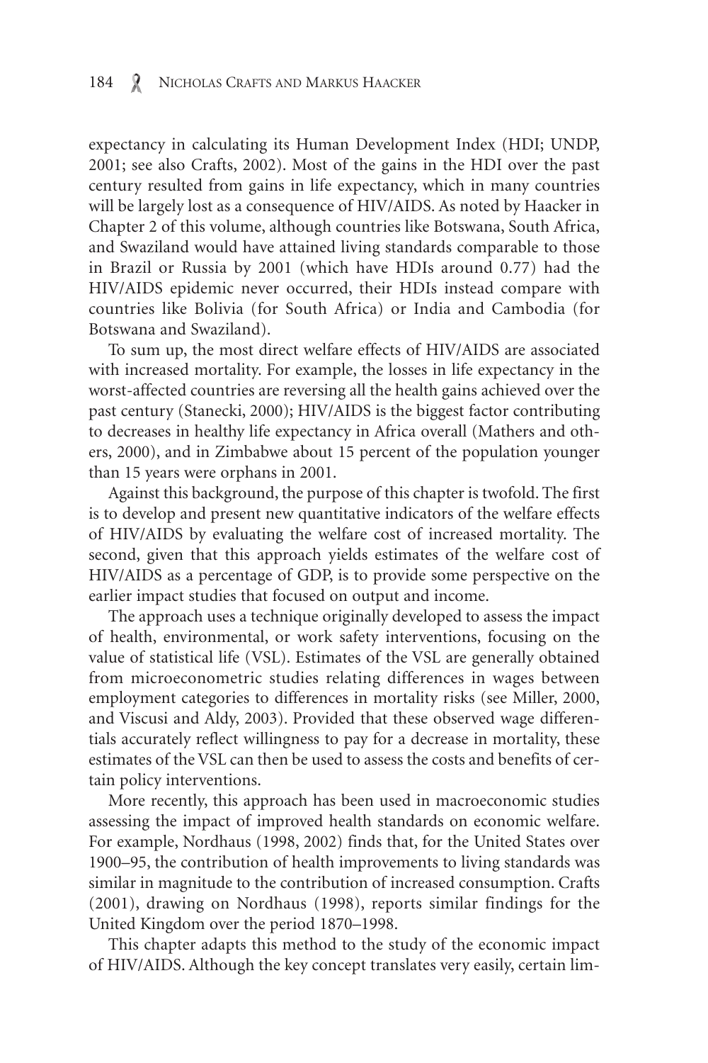expectancy in calculating its Human Development Index (HDI; UNDP, 2001; see also Crafts, 2002). Most of the gains in the HDI over the past century resulted from gains in life expectancy, which in many countries will be largely lost as a consequence of HIV/AIDS. As noted by Haacker in Chapter 2 of this volume, although countries like Botswana, South Africa, and Swaziland would have attained living standards comparable to those in Brazil or Russia by 2001 (which have HDIs around 0.77) had the HIV/AIDS epidemic never occurred, their HDIs instead compare with countries like Bolivia (for South Africa) or India and Cambodia (for Botswana and Swaziland).

To sum up, the most direct welfare effects of HIV/AIDS are associated with increased mortality. For example, the losses in life expectancy in the worst-affected countries are reversing all the health gains achieved over the past century (Stanecki, 2000); HIV/AIDS is the biggest factor contributing to decreases in healthy life expectancy in Africa overall (Mathers and others, 2000), and in Zimbabwe about 15 percent of the population younger than 15 years were orphans in 2001.

Against this background, the purpose of this chapter is twofold. The first is to develop and present new quantitative indicators of the welfare effects of HIV/AIDS by evaluating the welfare cost of increased mortality. The second, given that this approach yields estimates of the welfare cost of HIV/AIDS as a percentage of GDP, is to provide some perspective on the earlier impact studies that focused on output and income.

The approach uses a technique originally developed to assess the impact of health, environmental, or work safety interventions, focusing on the value of statistical life (VSL). Estimates of the VSL are generally obtained from microeconometric studies relating differences in wages between employment categories to differences in mortality risks (see Miller, 2000, and Viscusi and Aldy, 2003). Provided that these observed wage differentials accurately reflect willingness to pay for a decrease in mortality, these estimates of the VSL can then be used to assess the costs and benefits of certain policy interventions.

More recently, this approach has been used in macroeconomic studies assessing the impact of improved health standards on economic welfare. For example, Nordhaus (1998, 2002) finds that, for the United States over 1900–95, the contribution of health improvements to living standards was similar in magnitude to the contribution of increased consumption. Crafts (2001), drawing on Nordhaus (1998), reports similar findings for the United Kingdom over the period 1870–1998.

This chapter adapts this method to the study of the economic impact of HIV/AIDS. Although the key concept translates very easily, certain lim-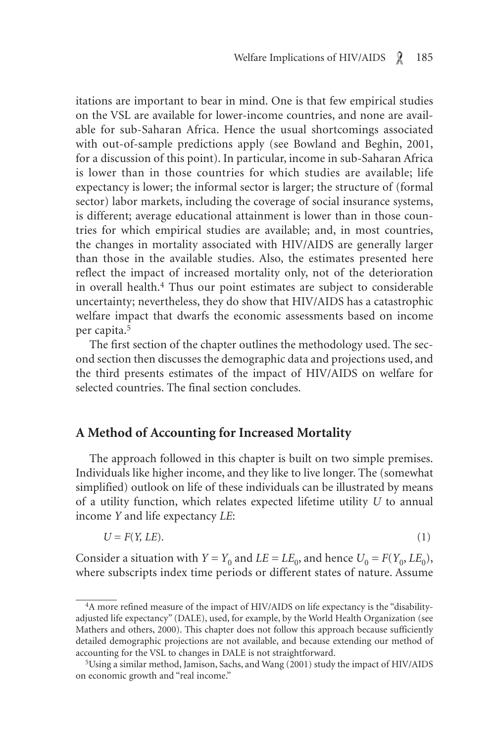itations are important to bear in mind. One is that few empirical studies on the VSL are available for lower-income countries, and none are available for sub-Saharan Africa. Hence the usual shortcomings associated with out-of-sample predictions apply (see Bowland and Beghin, 2001, for a discussion of this point). In particular, income in sub-Saharan Africa is lower than in those countries for which studies are available; life expectancy is lower; the informal sector is larger; the structure of (formal sector) labor markets, including the coverage of social insurance systems, is different; average educational attainment is lower than in those countries for which empirical studies are available; and, in most countries, the changes in mortality associated with HIV/AIDS are generally larger than those in the available studies. Also, the estimates presented here reflect the impact of increased mortality only, not of the deterioration in overall health.[4] Thus our point estimates are subject to considerable uncertainty; nevertheless, they do show that HIV/AIDS has a catastrophic welfare impact that dwarfs the economic assessments based on income per capita.[5]

The first section of the chapter outlines the methodology used. The second section then discusses the demographic data and projections used, and the third presents estimates of the impact of HIV/AIDS on welfare for selected countries. The final section concludes.

## A Method of Accounting for Increased Mortality

The approach followed in this chapter is built on two simple premises. Individuals like higher income, and they like to live longer. The (somewhat simplified) outlook on life of these individuals can be illustrated by means of a utility function, which relates expected lifetime utility $U$ to annual income $Y$ and life expectancy $LE$:

$$U = F(Y, LE). \tag{1}$$

Consider a situation with $Y = Y_0$ and $LE = LE_0$, and hence $U_0 = F(Y_0, LE_0)$, where subscripts index time periods or different states of nature. Assume

---

[4] A more refined measure of the impact of HIV/AIDS on life expectancy is the "disability-adjusted life expectancy" (DALE), used, for example, by the World Health Organization (see Mathers and others, 2000). This chapter does not follow this approach because sufficiently detailed demographic projections are not available, and because extending our method of accounting for the VSL to changes in DALE is not straightforward.

[5] Using a similar method, Jamison, Sachs, and Wang (2001) study the impact of HIV/AIDS on economic growth and "real income."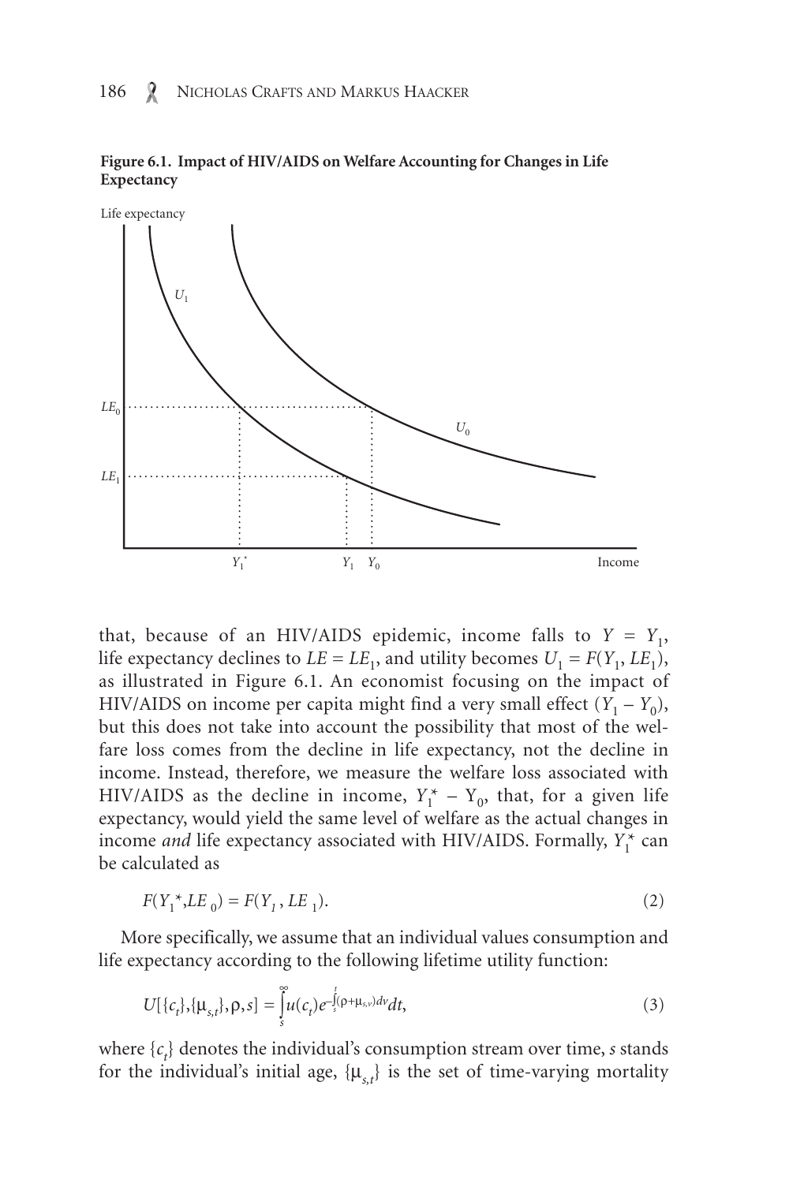**Figure 6.1. Impact of HIV/AIDS on Welfare Accounting for Changes in Life Expectancy**

that, because of an HIV/AIDS epidemic, income falls to $Y = Y_1$, life expectancy declines to $LE = LE_1$, and utility becomes $U_1 = F(Y_1, LE_1)$, as illustrated in Figure 6.1. An economist focusing on the impact of HIV/AIDS on income per capita might find a very small effect ($Y_1 - Y_0$), but this does not take into account the possibility that most of the welfare loss comes from the decline in life expectancy, not the decline in income. Instead, therefore, we measure the welfare loss associated with HIV/AIDS as the decline in income, $Y_1^* - Y_0$, that, for a given life expectancy, would yield the same level of welfare as the actual changes in income *and* life expectancy associated with HIV/AIDS. Formally, $Y_1^*$ can be calculated as

$$F(Y_1^*, LE_0) = F(Y_1, LE_1). \tag{2}$$

More specifically, we assume that an individual values consumption and life expectancy according to the following lifetime utility function:

$$U[\{c_t\}, \{\mu_{s,t}\}, \rho, s] = \int_s^\infty u(c_t) e^{-\int_s^t (\rho + \mu_{s,v}) dv} dt, \tag{3}$$

where $\{c_t\}$ denotes the individual's consumption stream over time, $s$ stands for the individual's initial age, $\{\mu_{s,t}\}$ is the set of time-varying mortality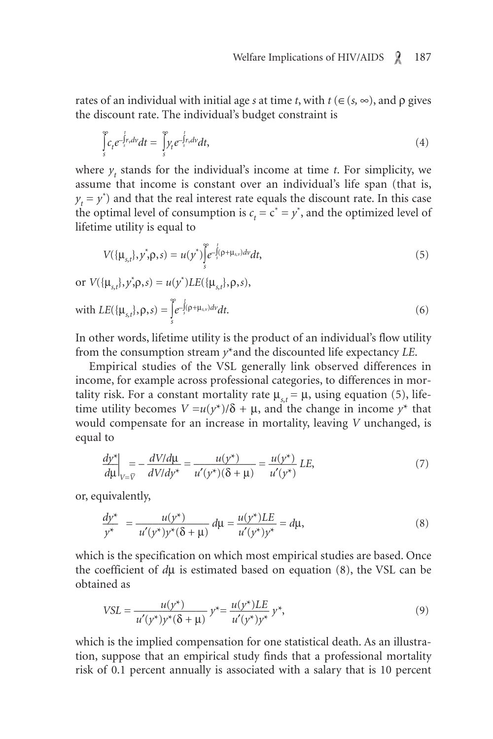rates of an individual with initial age $s$ at time $t$, with $t$ ($\in (s, \infty)$), and $\rho$ gives the discount rate. The individual's budget constraint is

$$\int_s^\infty c_t e^{-\int_s^t r_v dv} dt = \int_s^\infty y_t e^{-\int_s^t r_v dv} dt, \tag{4}$$

where $y_t$ stands for the individual's income at time $t$. For simplicity, we assume that income is constant over an individual's life span (that is, $y_t = y^*$) and that the real interest rate equals the discount rate. In this case the optimal level of consumption is $c_t = c^* = y^*$, and the optimized level of lifetime utility is equal to

$$V(\{\mu_{s,t}\}, y^*, \rho, s) = u(y^*) \int_s^\infty e^{-\int_s^t (\rho + \mu_{s,v}) dv} dt, \tag{5}$$

or $V(\{\mu_{s,t}\}, y^*, \rho, s) = u(y^*) LE(\{\mu_{s,t}\}, \rho, s)$,

$$\text{with } LE(\{\mu_{s,t}\}, \rho, s) = \int_s^\infty e^{-\int_s^t (\rho + \mu_{s,v}) dv} dt. \tag{6}$$

In other words, lifetime utility is the product of an individual's flow utility from the consumption stream $y^*$ and the discounted life expectancy $LE$.

Empirical studies of the VSL generally link observed differences in income, for example across professional categories, to differences in mortality risk. For a constant mortality rate $\mu_{s,t} = \mu$, using equation (5), lifetime utility becomes $V = u(y^*)/\delta + \mu$, and the change in income $y^*$ that would compensate for an increase in mortality, leaving $V$ unchanged, is equal to

$$\left.\frac{dy^*}{d\mu}\right|_{V=\bar{V}} = -\frac{dV/d\mu}{dV/dy^*} = \frac{u(y^*)}{u'(y^*)(\delta + \mu)} = \frac{u(y^*)}{u'(y^*)} LE, \tag{7}$$

or, equivalently,

$$\frac{dy^*}{y^*} = \frac{u(y^*)}{u'(y^*) y^* (\delta + \mu)} d\mu = \frac{u(y^*) LE}{u'(y^*) y^*} = d\mu, \tag{8}$$

which is the specification on which most empirical studies are based. Once the coefficient of $d\mu$ is estimated based on equation (8), the VSL can be obtained as

$$VSL = \frac{u(y^*)}{u'(y^*) y^* (\delta + \mu)} y^* = \frac{u(y^*) LE}{u'(y^*) y^*} y^*, \tag{9}$$

which is the implied compensation for one statistical death. As an illustration, suppose that an empirical study finds that a professional mortality risk of 0.1 percent annually is associated with a salary that is 10 percent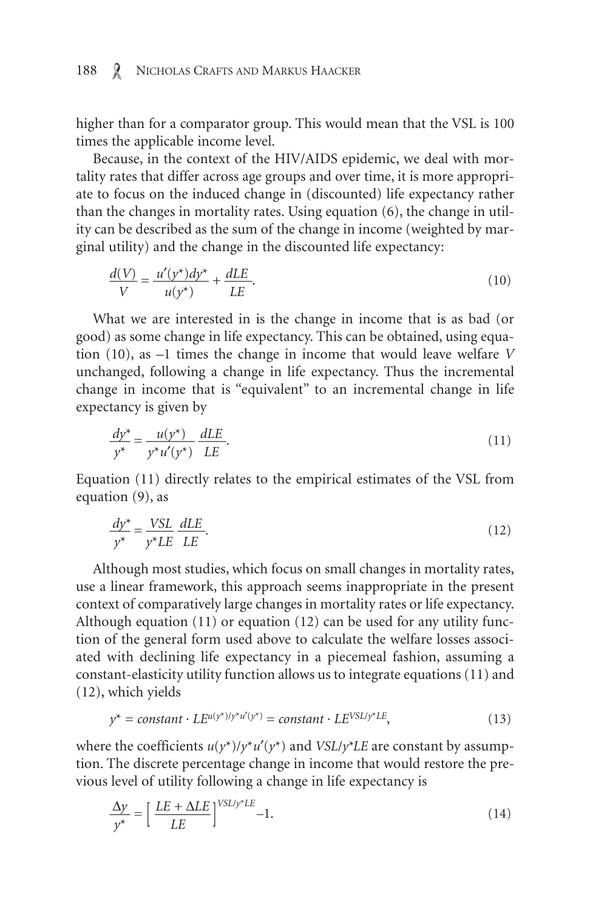higher than for a comparator group. This would mean that the VSL is 100 times the applicable income level.

Because, in the context of the HIV/AIDS epidemic, we deal with mortality rates that differ across age groups and over time, it is more appropriate to focus on the induced change in (discounted) life expectancy rather than the changes in mortality rates. Using equation (6), the change in utility can be described as the sum of the change in income (weighted by marginal utility) and the change in the discounted life expectancy:

$$\frac{d(V)}{V} = \frac{u'(y^*)dy^*}{u(y^*)} + \frac{dLE}{LE}. \tag{10}$$

What we are interested in is the change in income that is as bad (or good) as some change in life expectancy. This can be obtained, using equation (10), as –1 times the change in income that would leave welfare $V$ unchanged, following a change in life expectancy. Thus the incremental change in income that is "equivalent" to an incremental change in life expectancy is given by

$$\frac{dy^*}{y^*} = \frac{u(y^*)}{y^*u'(y^*)}\frac{dLE}{LE}. \tag{11}$$

Equation (11) directly relates to the empirical estimates of the VSL from equation (9), as

$$\frac{dy^*}{y^*} = \frac{VSL}{y^*LE}\frac{dLE}{LE}. \tag{12}$$

Although most studies, which focus on small changes in mortality rates, use a linear framework, this approach seems inappropriate in the present context of comparatively large changes in mortality rates or life expectancy. Although equation (11) or equation (12) can be used for any utility function of the general form used above to calculate the welfare losses associated with declining life expectancy in a piecemeal fashion, assuming a constant-elasticity utility function allows us to integrate equations (11) and (12), which yields

$$y^* = constant \cdot LE^{u(y^*)/y^*u'(y^*)} = constant \cdot LE^{VSL/y^*LE}, \tag{13}$$

where the coefficients $u(y^*)/y^*u'(y^*)$ and $VSL/y^*LE$ are constant by assumption. The discrete percentage change in income that would restore the previous level of utility following a change in life expectancy is

$$\frac{\Delta y}{y^*} = \left[\frac{LE + \Delta LE}{LE}\right]^{VSL/y^*LE} - 1. \tag{14}$$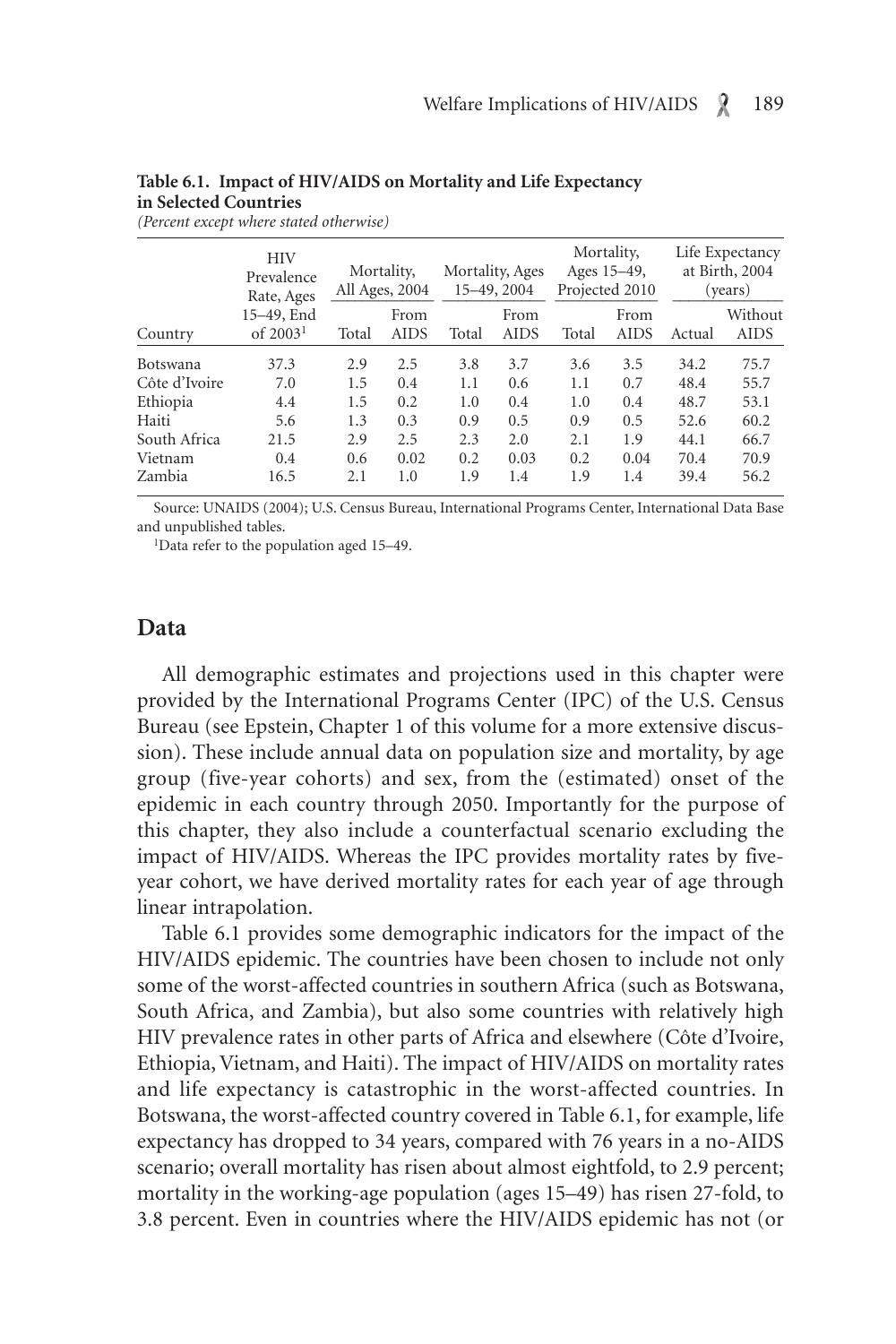**Table 6.1. Impact of HIV/AIDS on Mortality and Life Expectancy in Selected Countries**

*(Percent except where stated otherwise)*

| Country | HIV Prevalence Rate, Ages 15–49, End of 2003[1] | Mortality, All Ages, 2004 | | Mortality, Ages 15–49, 2004 | | Mortality, Ages 15–49, Projected 2010 | | Life Expectancy at Birth, 2004 (years) | |
|---|---|---|---|---|---|---|---|---|---|
| | | Total | From AIDS | Total | From AIDS | Total | From AIDS | Actual | Without AIDS |
| Botswana | 37.3 | 2.9 | 2.5 | 3.8 | 3.7 | 3.6 | 3.5 | 34.2 | 75.7 |
| Côte d'Ivoire | 7.0 | 1.5 | 0.4 | 1.1 | 0.6 | 1.1 | 0.7 | 48.4 | 55.7 |
| Ethiopia | 4.4 | 1.5 | 0.2 | 1.0 | 0.4 | 1.0 | 0.4 | 48.7 | 53.1 |
| Haiti | 5.6 | 1.3 | 0.3 | 0.9 | 0.5 | 0.9 | 0.5 | 52.6 | 60.2 |
| South Africa | 21.5 | 2.9 | 2.5 | 2.3 | 2.0 | 2.1 | 1.9 | 44.1 | 66.7 |
| Vietnam | 0.4 | 0.6 | 0.02 | 0.2 | 0.03 | 0.2 | 0.04 | 70.4 | 70.9 |
| Zambia | 16.5 | 2.1 | 1.0 | 1.9 | 1.4 | 1.9 | 1.4 | 39.4 | 56.2 |

Source: UNAIDS (2004); U.S. Census Bureau, International Programs Center, International Data Base and unpublished tables.

[1]Data refer to the population aged 15–49.

## Data

All demographic estimates and projections used in this chapter were provided by the International Programs Center (IPC) of the U.S. Census Bureau (see Epstein, Chapter 1 of this volume for a more extensive discussion). These include annual data on population size and mortality, by age group (five-year cohorts) and sex, from the (estimated) onset of the epidemic in each country through 2050. Importantly for the purpose of this chapter, they also include a counterfactual scenario excluding the impact of HIV/AIDS. Whereas the IPC provides mortality rates by five-year cohort, we have derived mortality rates for each year of age through linear intrapolation.

Table 6.1 provides some demographic indicators for the impact of the HIV/AIDS epidemic. The countries have been chosen to include not only some of the worst-affected countries in southern Africa (such as Botswana, South Africa, and Zambia), but also some countries with relatively high HIV prevalence rates in other parts of Africa and elsewhere (Côte d'Ivoire, Ethiopia, Vietnam, and Haiti). The impact of HIV/AIDS on mortality rates and life expectancy is catastrophic in the worst-affected countries. In Botswana, the worst-affected country covered in Table 6.1, for example, life expectancy has dropped to 34 years, compared with 76 years in a no-AIDS scenario; overall mortality has risen about almost eightfold, to 2.9 percent; mortality in the working-age population (ages 15–49) has risen 27-fold, to 3.8 percent. Even in countries where the HIV/AIDS epidemic has not (or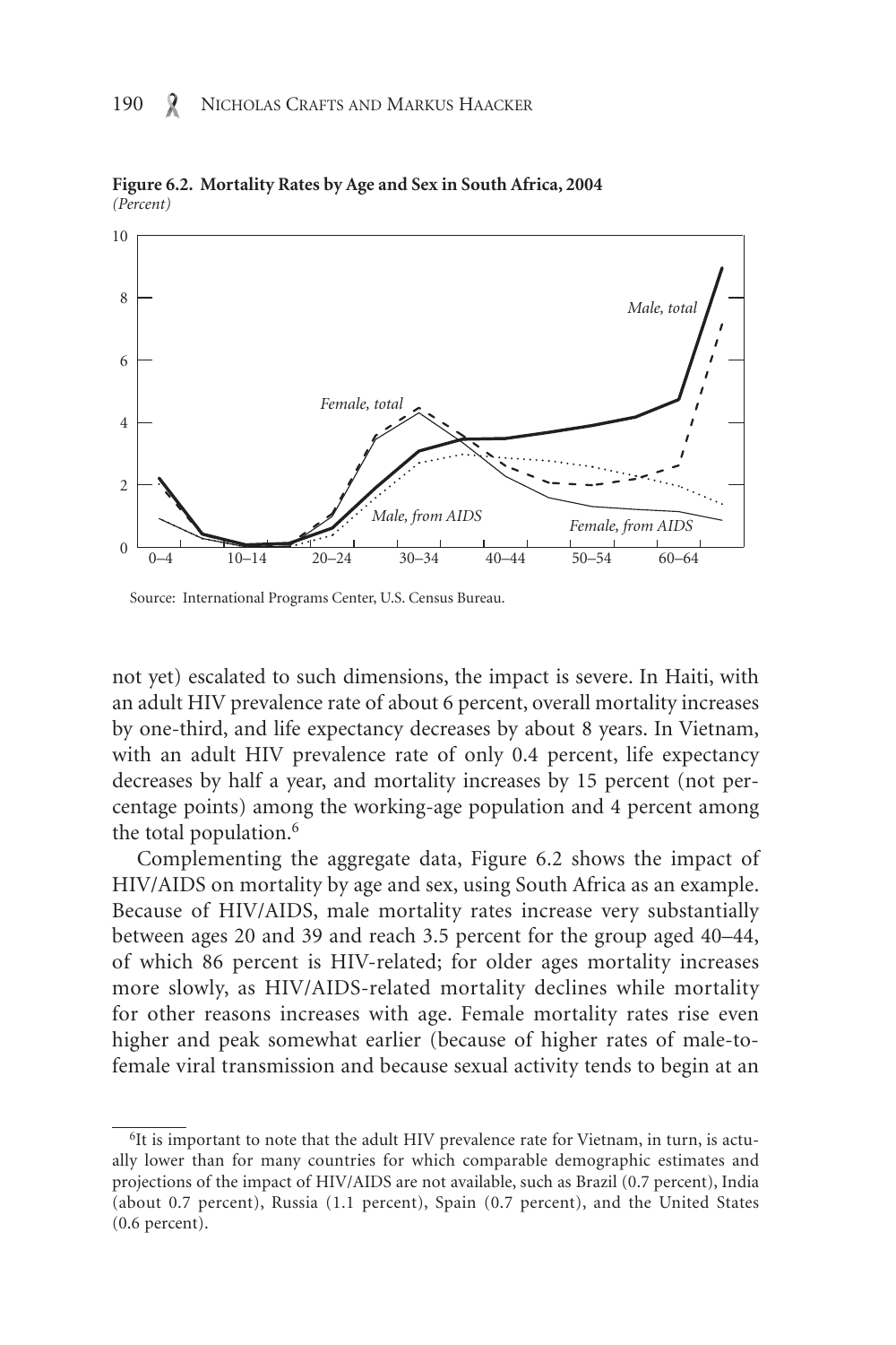**Figure 6.2. Mortality Rates by Age and Sex in South Africa, 2004**
*(Percent)*

Source: International Programs Center, U.S. Census Bureau.

not yet) escalated to such dimensions, the impact is severe. In Haiti, with an adult HIV prevalence rate of about 6 percent, overall mortality increases by one-third, and life expectancy decreases by about 8 years. In Vietnam, with an adult HIV prevalence rate of only 0.4 percent, life expectancy decreases by half a year, and mortality increases by 15 percent (not percentage points) among the working-age population and 4 percent among the total population.[6]

Complementing the aggregate data, Figure 6.2 shows the impact of HIV/AIDS on mortality by age and sex, using South Africa as an example. Because of HIV/AIDS, male mortality rates increase very substantially between ages 20 and 39 and reach 3.5 percent for the group aged 40–44, of which 86 percent is HIV-related; for older ages mortality increases more slowly, as HIV/AIDS-related mortality declines while mortality for other reasons increases with age. Female mortality rates rise even higher and peak somewhat earlier (because of higher rates of male-to-female viral transmission and because sexual activity tends to begin at an

---

[6]It is important to note that the adult HIV prevalence rate for Vietnam, in turn, is actually lower than for many countries for which comparable demographic estimates and projections of the impact of HIV/AIDS are not available, such as Brazil (0.7 percent), India (about 0.7 percent), Russia (1.1 percent), Spain (0.7 percent), and the United States (0.6 percent).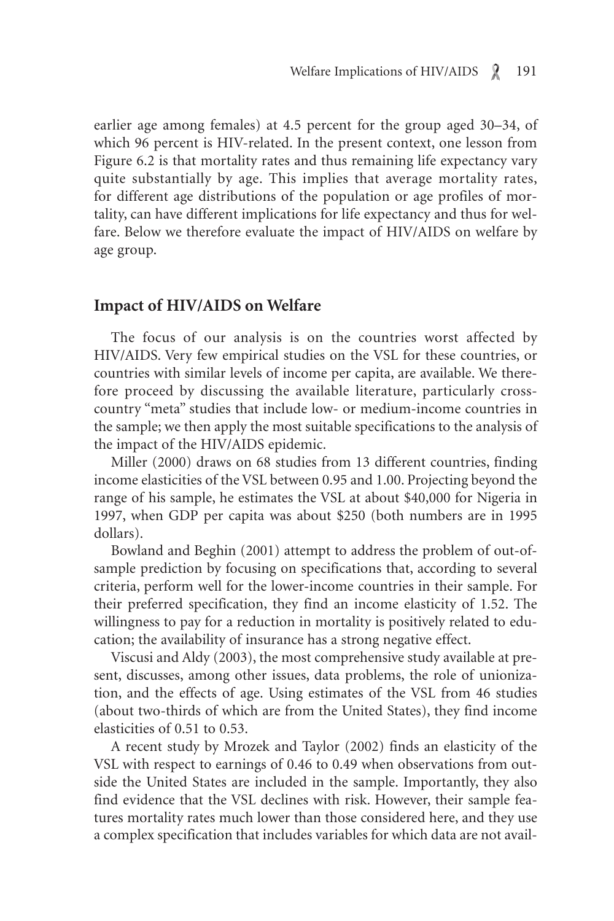earlier age among females) at 4.5 percent for the group aged 30–34, of which 96 percent is HIV-related. In the present context, one lesson from Figure 6.2 is that mortality rates and thus remaining life expectancy vary quite substantially by age. This implies that average mortality rates, for different age distributions of the population or age profiles of mortality, can have different implications for life expectancy and thus for welfare. Below we therefore evaluate the impact of HIV/AIDS on welfare by age group.

## Impact of HIV/AIDS on Welfare

The focus of our analysis is on the countries worst affected by HIV/AIDS. Very few empirical studies on the VSL for these countries, or countries with similar levels of income per capita, are available. We therefore proceed by discussing the available literature, particularly cross-country "meta" studies that include low- or medium-income countries in the sample; we then apply the most suitable specifications to the analysis of the impact of the HIV/AIDS epidemic.

Miller (2000) draws on 68 studies from 13 different countries, finding income elasticities of the VSL between 0.95 and 1.00. Projecting beyond the range of his sample, he estimates the VSL at about $40,000 for Nigeria in 1997, when GDP per capita was about $250 (both numbers are in 1995 dollars).

Bowland and Beghin (2001) attempt to address the problem of out-of-sample prediction by focusing on specifications that, according to several criteria, perform well for the lower-income countries in their sample. For their preferred specification, they find an income elasticity of 1.52. The willingness to pay for a reduction in mortality is positively related to education; the availability of insurance has a strong negative effect.

Viscusi and Aldy (2003), the most comprehensive study available at present, discusses, among other issues, data problems, the role of unionization, and the effects of age. Using estimates of the VSL from 46 studies (about two-thirds of which are from the United States), they find income elasticities of 0.51 to 0.53.

A recent study by Mrozek and Taylor (2002) finds an elasticity of the VSL with respect to earnings of 0.46 to 0.49 when observations from outside the United States are included in the sample. Importantly, they also find evidence that the VSL declines with risk. However, their sample features mortality rates much lower than those considered here, and they use a complex specification that includes variables for which data are not avail-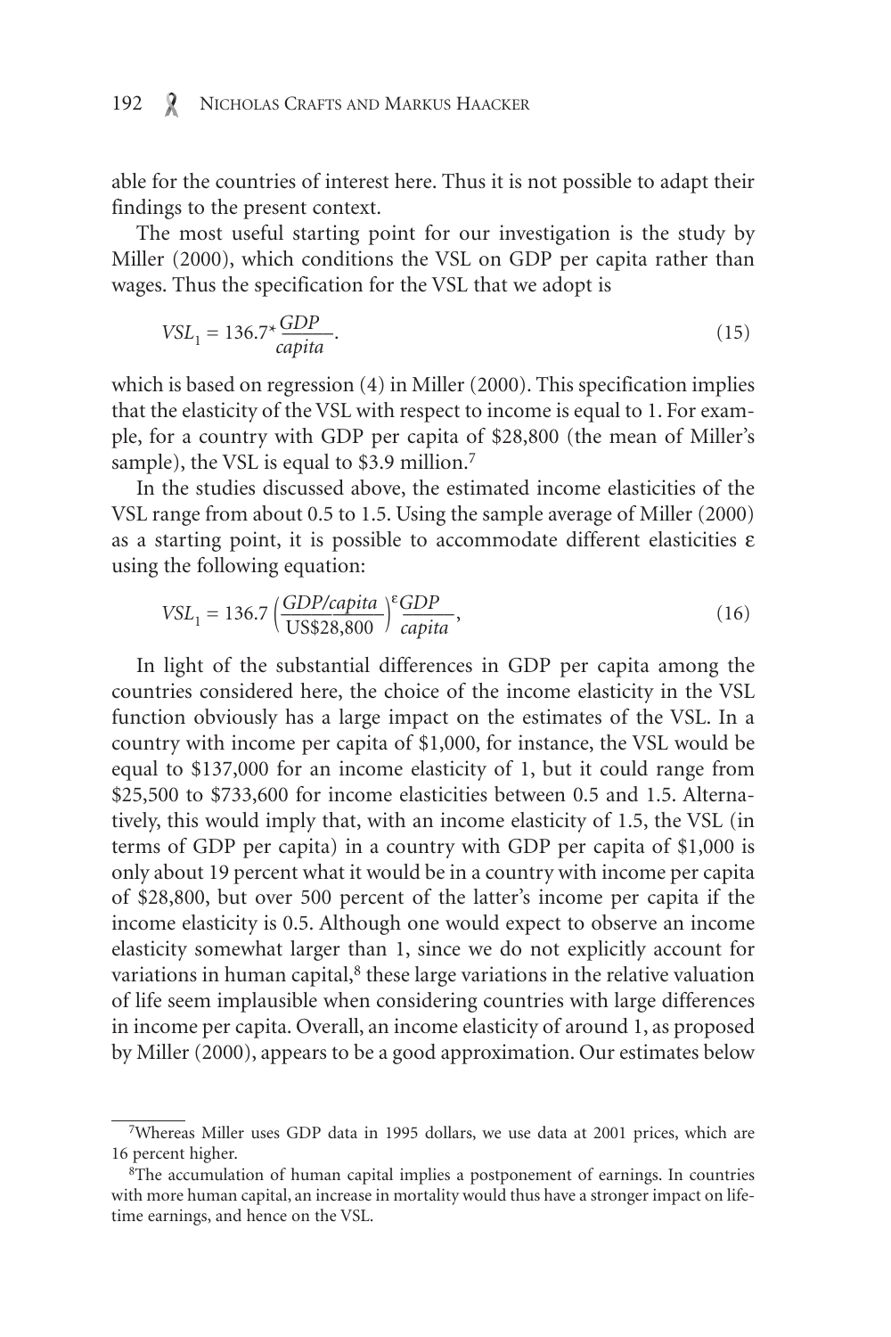able for the countries of interest here. Thus it is not possible to adapt their findings to the present context.

The most useful starting point for our investigation is the study by Miller (2000), which conditions the VSL on GDP per capita rather than wages. Thus the specification for the VSL that we adopt is

$$VSL_1 = 136.7 * \frac{GDP}{capita}. \tag{15}$$

which is based on regression (4) in Miller (2000). This specification implies that the elasticity of the VSL with respect to income is equal to 1. For example, for a country with GDP per capita of $28,800 (the mean of Miller's sample), the VSL is equal to $3.9 million.[7]

In the studies discussed above, the estimated income elasticities of the VSL range from about 0.5 to 1.5. Using the sample average of Miller (2000) as a starting point, it is possible to accommodate different elasticities $\varepsilon$ using the following equation:

$$VSL_1 = 136.7 \left( \frac{GDP/capita}{\text{US\$28,800}} \right)^{\varepsilon} \frac{GDP}{capita}, \tag{16}$$

In light of the substantial differences in GDP per capita among the countries considered here, the choice of the income elasticity in the VSL function obviously has a large impact on the estimates of the VSL. In a country with income per capita of $1,000, for instance, the VSL would be equal to $137,000 for an income elasticity of 1, but it could range from $25,500 to $733,600 for income elasticities between 0.5 and 1.5. Alternatively, this would imply that, with an income elasticity of 1.5, the VSL (in terms of GDP per capita) in a country with GDP per capita of $1,000 is only about 19 percent what it would be in a country with income per capita of $28,800, but over 500 percent of the latter's income per capita if the income elasticity is 0.5. Although one would expect to observe an income elasticity somewhat larger than 1, since we do not explicitly account for variations in human capital,[8] these large variations in the relative valuation of life seem implausible when considering countries with large differences in income per capita. Overall, an income elasticity of around 1, as proposed by Miller (2000), appears to be a good approximation. Our estimates below

---

[7] Whereas Miller uses GDP data in 1995 dollars, we use data at 2001 prices, which are 16 percent higher.

[8] The accumulation of human capital implies a postponement of earnings. In countries with more human capital, an increase in mortality would thus have a stronger impact on lifetime earnings, and hence on the VSL.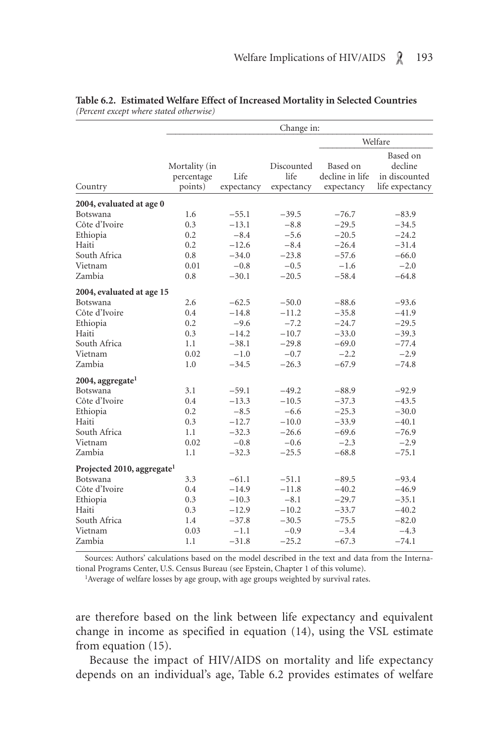**Table 6.2. Estimated Welfare Effect of Increased Mortality in Selected Countries**
*(Percent except where stated otherwise)*

| Country | Change in: | | | | |
|---|---|---|---|---|---|
| | | | | Welfare | |
| | Mortality (in percentage points) | Life expectancy | Discounted life expectancy | Based on decline in life expectancy | Based on decline in discounted life expectancy |
| **2004, evaluated at age 0** | | | | | |
| Botswana | 1.6 | −55.1 | −39.5 | −76.7 | −83.9 |
| Côte d'Ivoire | 0.3 | −13.1 | −8.8 | −29.5 | −34.5 |
| Ethiopia | 0.2 | −8.4 | −5.6 | −20.5 | −24.2 |
| Haiti | 0.2 | −12.6 | −8.4 | −26.4 | −31.4 |
| South Africa | 0.8 | −34.0 | −23.8 | −57.6 | −66.0 |
| Vietnam | 0.01 | −0.8 | −0.5 | −1.6 | −2.0 |
| Zambia | 0.8 | −30.1 | −20.5 | −58.4 | −64.8 |
| **2004, evaluated at age 15** | | | | | |
| Botswana | 2.6 | −62.5 | −50.0 | −88.6 | −93.6 |
| Côte d'Ivoire | 0.4 | −14.8 | −11.2 | −35.8 | −41.9 |
| Ethiopia | 0.2 | −9.6 | −7.2 | −24.7 | −29.5 |
| Haiti | 0.3 | −14.2 | −10.7 | −33.0 | −39.3 |
| South Africa | 1.1 | −38.1 | −29.8 | −69.0 | −77.4 |
| Vietnam | 0.02 | −1.0 | −0.7 | −2.2 | −2.9 |
| Zambia | 1.0 | −34.5 | −26.3 | −67.9 | −74.8 |
| **2004, aggregate[1]** | | | | | |
| Botswana | 3.1 | −59.1 | −49.2 | −88.9 | −92.9 |
| Côte d'Ivoire | 0.4 | −13.3 | −10.5 | −37.3 | −43.5 |
| Ethiopia | 0.2 | −8.5 | −6.6 | −25.3 | −30.0 |
| Haiti | 0.3 | −12.7 | −10.0 | −33.9 | −40.1 |
| South Africa | 1.1 | −32.3 | −26.6 | −69.6 | −76.9 |
| Vietnam | 0.02 | −0.8 | −0.6 | −2.3 | −2.9 |
| Zambia | 1.1 | −32.3 | −25.5 | −68.8 | −75.1 |
| **Projected 2010, aggregate[1]** | | | | | |
| Botswana | 3.3 | −61.1 | −51.1 | −89.5 | −93.4 |
| Côte d'Ivoire | 0.4 | −14.9 | −11.8 | −40.2 | −46.9 |
| Ethiopia | 0.3 | −10.3 | −8.1 | −29.7 | −35.1 |
| Haiti | 0.3 | −12.9 | −10.2 | −33.7 | −40.2 |
| South Africa | 1.4 | −37.8 | −30.5 | −75.5 | −82.0 |
| Vietnam | 0.03 | −1.1 | −0.9 | −3.4 | −4.3 |
| Zambia | 1.1 | −31.8 | −25.2 | −67.3 | −74.1 |

Sources: Authors' calculations based on the model described in the text and data from the International Programs Center, U.S. Census Bureau (see Epstein, Chapter 1 of this volume).

[1]Average of welfare losses by age group, with age groups weighted by survival rates.

are therefore based on the link between life expectancy and equivalent change in income as specified in equation (14), using the VSL estimate from equation (15).

Because the impact of HIV/AIDS on mortality and life expectancy depends on an individual's age, Table 6.2 provides estimates of welfare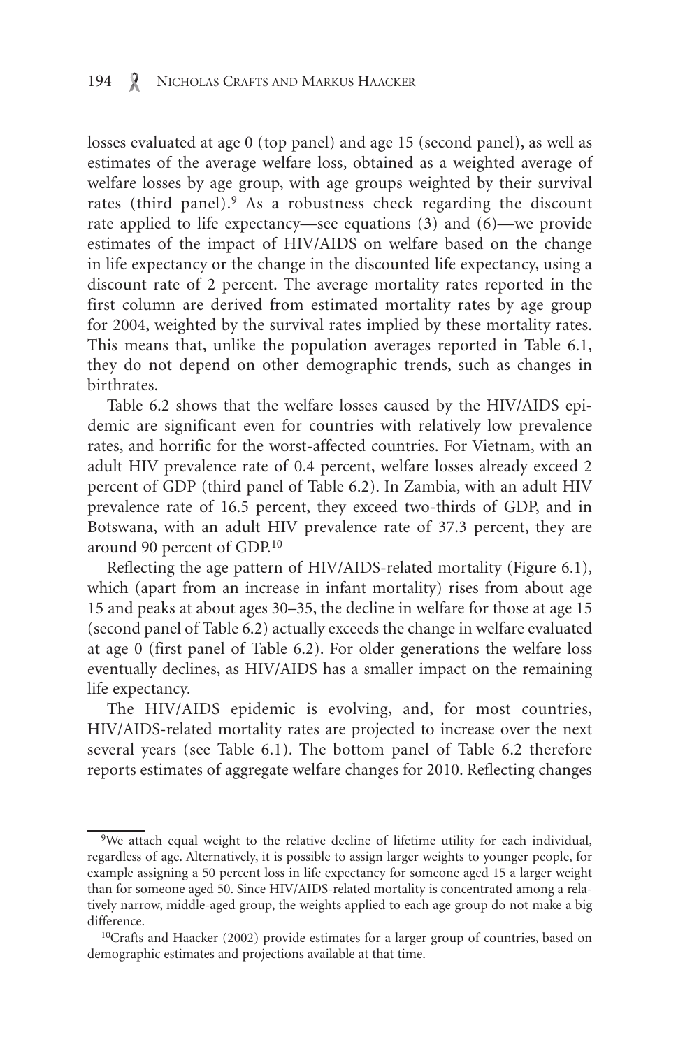losses evaluated at age 0 (top panel) and age 15 (second panel), as well as estimates of the average welfare loss, obtained as a weighted average of welfare losses by age group, with age groups weighted by their survival rates (third panel).[9] As a robustness check regarding the discount rate applied to life expectancy—see equations (3) and (6)—we provide estimates of the impact of HIV/AIDS on welfare based on the change in life expectancy or the change in the discounted life expectancy, using a discount rate of 2 percent. The average mortality rates reported in the first column are derived from estimated mortality rates by age group for 2004, weighted by the survival rates implied by these mortality rates. This means that, unlike the population averages reported in Table 6.1, they do not depend on other demographic trends, such as changes in birthrates.

Table 6.2 shows that the welfare losses caused by the HIV/AIDS epidemic are significant even for countries with relatively low prevalence rates, and horrific for the worst-affected countries. For Vietnam, with an adult HIV prevalence rate of 0.4 percent, welfare losses already exceed 2 percent of GDP (third panel of Table 6.2). In Zambia, with an adult HIV prevalence rate of 16.5 percent, they exceed two-thirds of GDP, and in Botswana, with an adult HIV prevalence rate of 37.3 percent, they are around 90 percent of GDP.[10]

Reflecting the age pattern of HIV/AIDS-related mortality (Figure 6.1), which (apart from an increase in infant mortality) rises from about age 15 and peaks at about ages 30–35, the decline in welfare for those at age 15 (second panel of Table 6.2) actually exceeds the change in welfare evaluated at age 0 (first panel of Table 6.2). For older generations the welfare loss eventually declines, as HIV/AIDS has a smaller impact on the remaining life expectancy.

The HIV/AIDS epidemic is evolving, and, for most countries, HIV/AIDS-related mortality rates are projected to increase over the next several years (see Table 6.1). The bottom panel of Table 6.2 therefore reports estimates of aggregate welfare changes for 2010. Reflecting changes

---

[9] We attach equal weight to the relative decline of lifetime utility for each individual, regardless of age. Alternatively, it is possible to assign larger weights to younger people, for example assigning a 50 percent loss in life expectancy for someone aged 15 a larger weight than for someone aged 50. Since HIV/AIDS-related mortality is concentrated among a relatively narrow, middle-aged group, the weights applied to each age group do not make a big difference.

[10] Crafts and Haacker (2002) provide estimates for a larger group of countries, based on demographic estimates and projections available at that time.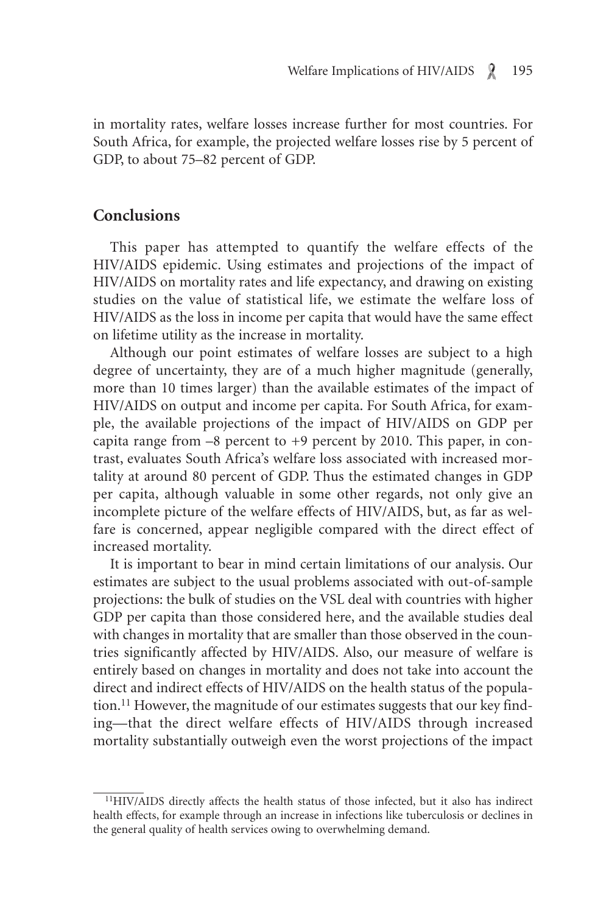in mortality rates, welfare losses increase further for most countries. For South Africa, for example, the projected welfare losses rise by 5 percent of GDP, to about 75–82 percent of GDP.

## Conclusions

This paper has attempted to quantify the welfare effects of the HIV/AIDS epidemic. Using estimates and projections of the impact of HIV/AIDS on mortality rates and life expectancy, and drawing on existing studies on the value of statistical life, we estimate the welfare loss of HIV/AIDS as the loss in income per capita that would have the same effect on lifetime utility as the increase in mortality.

Although our point estimates of welfare losses are subject to a high degree of uncertainty, they are of a much higher magnitude (generally, more than 10 times larger) than the available estimates of the impact of HIV/AIDS on output and income per capita. For South Africa, for example, the available projections of the impact of HIV/AIDS on GDP per capita range from –8 percent to +9 percent by 2010. This paper, in contrast, evaluates South Africa's welfare loss associated with increased mortality at around 80 percent of GDP. Thus the estimated changes in GDP per capita, although valuable in some other regards, not only give an incomplete picture of the welfare effects of HIV/AIDS, but, as far as welfare is concerned, appear negligible compared with the direct effect of increased mortality.

It is important to bear in mind certain limitations of our analysis. Our estimates are subject to the usual problems associated with out-of-sample projections: the bulk of studies on the VSL deal with countries with higher GDP per capita than those considered here, and the available studies deal with changes in mortality that are smaller than those observed in the countries significantly affected by HIV/AIDS. Also, our measure of welfare is entirely based on changes in mortality and does not take into account the direct and indirect effects of HIV/AIDS on the health status of the population.[11] However, the magnitude of our estimates suggests that our key finding—that the direct welfare effects of HIV/AIDS through increased mortality substantially outweigh even the worst projections of the impact

[11]HIV/AIDS directly affects the health status of those infected, but it also has indirect health effects, for example through an increase in infections like tuberculosis or declines in the general quality of health services owing to overwhelming demand.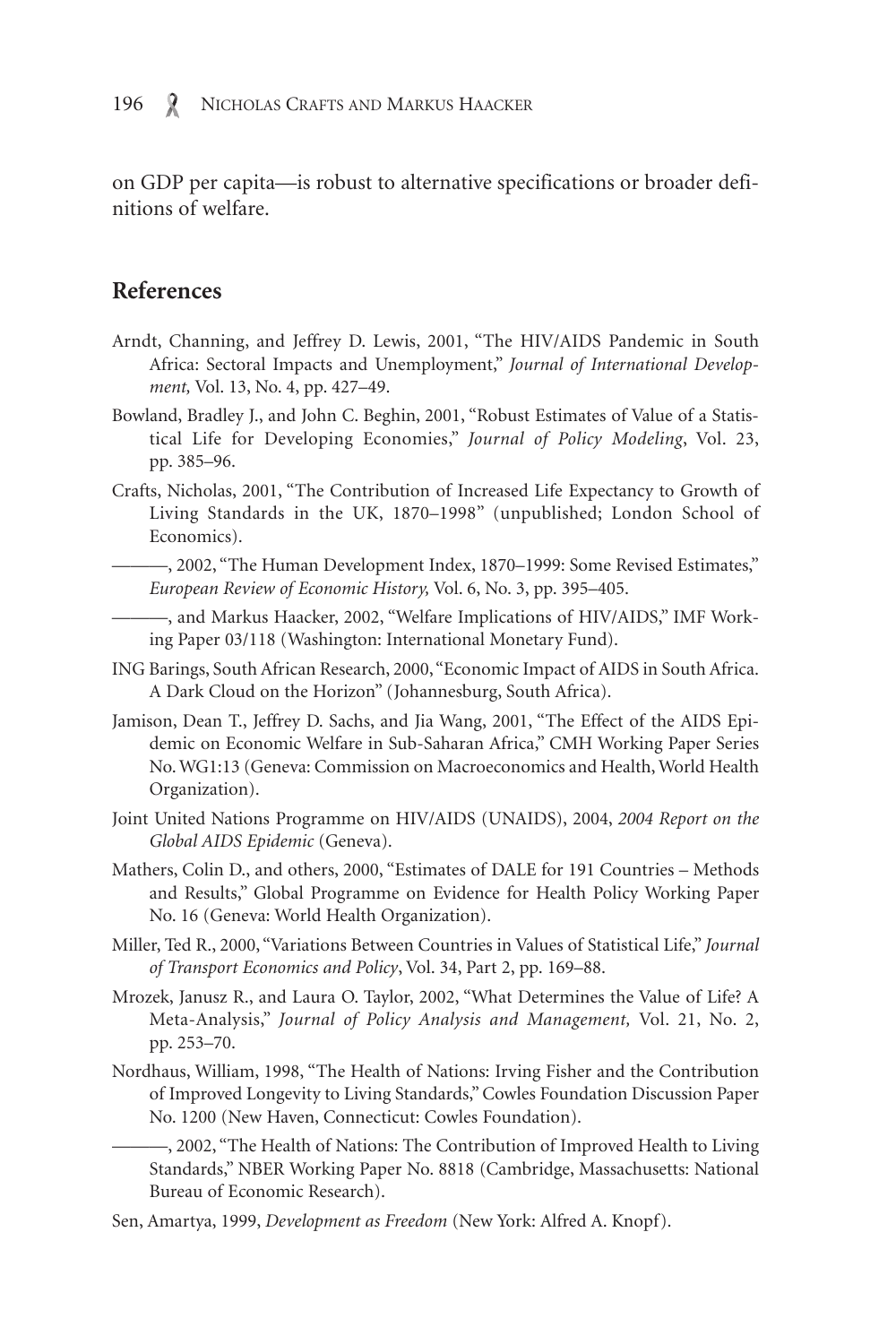on GDP per capita—is robust to alternative specifications or broader definitions of welfare.

## References

Arndt, Channing, and Jeffrey D. Lewis, 2001, "The HIV/AIDS Pandemic in South Africa: Sectoral Impacts and Unemployment," *Journal of International Development,* Vol. 13, No. 4, pp. 427–49.

Bowland, Bradley J., and John C. Beghin, 2001, "Robust Estimates of Value of a Statistical Life for Developing Economies," *Journal of Policy Modeling*, Vol. 23, pp. 385–96.

Crafts, Nicholas, 2001, "The Contribution of Increased Life Expectancy to Growth of Living Standards in the UK, 1870–1998" (unpublished; London School of Economics).

———, 2002, "The Human Development Index, 1870–1999: Some Revised Estimates," *European Review of Economic History,* Vol. 6, No. 3, pp. 395–405.

———, and Markus Haacker, 2002, "Welfare Implications of HIV/AIDS," IMF Working Paper 03/118 (Washington: International Monetary Fund).

ING Barings, South African Research, 2000, "Economic Impact of AIDS in South Africa. A Dark Cloud on the Horizon" (Johannesburg, South Africa).

Jamison, Dean T., Jeffrey D. Sachs, and Jia Wang, 2001, "The Effect of the AIDS Epidemic on Economic Welfare in Sub-Saharan Africa," CMH Working Paper Series No. WG1:13 (Geneva: Commission on Macroeconomics and Health, World Health Organization).

Joint United Nations Programme on HIV/AIDS (UNAIDS), 2004, *2004 Report on the Global AIDS Epidemic* (Geneva).

Mathers, Colin D., and others, 2000, "Estimates of DALE for 191 Countries – Methods and Results," Global Programme on Evidence for Health Policy Working Paper No. 16 (Geneva: World Health Organization).

Miller, Ted R., 2000, "Variations Between Countries in Values of Statistical Life," *Journal of Transport Economics and Policy*, Vol. 34, Part 2, pp. 169–88.

Mrozek, Janusz R., and Laura O. Taylor, 2002, "What Determines the Value of Life? A Meta-Analysis," *Journal of Policy Analysis and Management,* Vol. 21, No. 2, pp. 253–70.

Nordhaus, William, 1998, "The Health of Nations: Irving Fisher and the Contribution of Improved Longevity to Living Standards," Cowles Foundation Discussion Paper No. 1200 (New Haven, Connecticut: Cowles Foundation).

———, 2002, "The Health of Nations: The Contribution of Improved Health to Living Standards," NBER Working Paper No. 8818 (Cambridge, Massachusetts: National Bureau of Economic Research).

Sen, Amartya, 1999, *Development as Freedom* (New York: Alfred A. Knopf).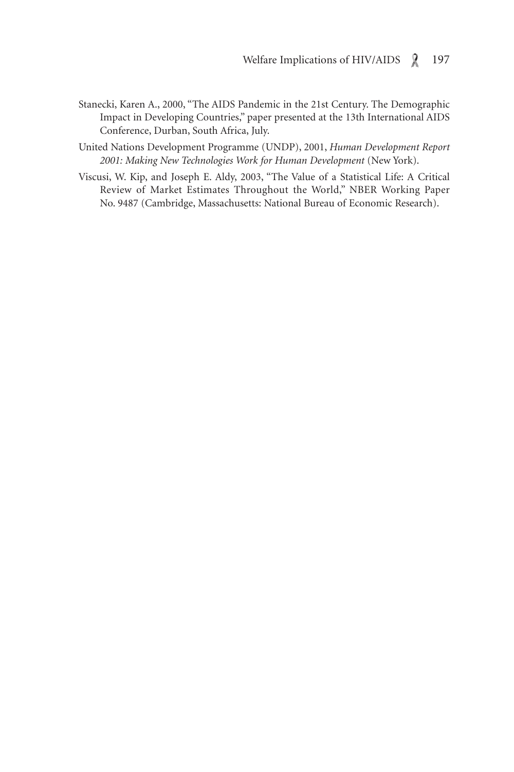Stanecki, Karen A., 2000, "The AIDS Pandemic in the 21st Century. The Demographic Impact in Developing Countries," paper presented at the 13th International AIDS Conference, Durban, South Africa, July.

United Nations Development Programme (UNDP), 2001, *Human Development Report 2001: Making New Technologies Work for Human Development* (New York).

Viscusi, W. Kip, and Joseph E. Aldy, 2003, "The Value of a Statistical Life: A Critical Review of Market Estimates Throughout the World," NBER Working Paper No. 9487 (Cambridge, Massachusetts: National Bureau of Economic Research).